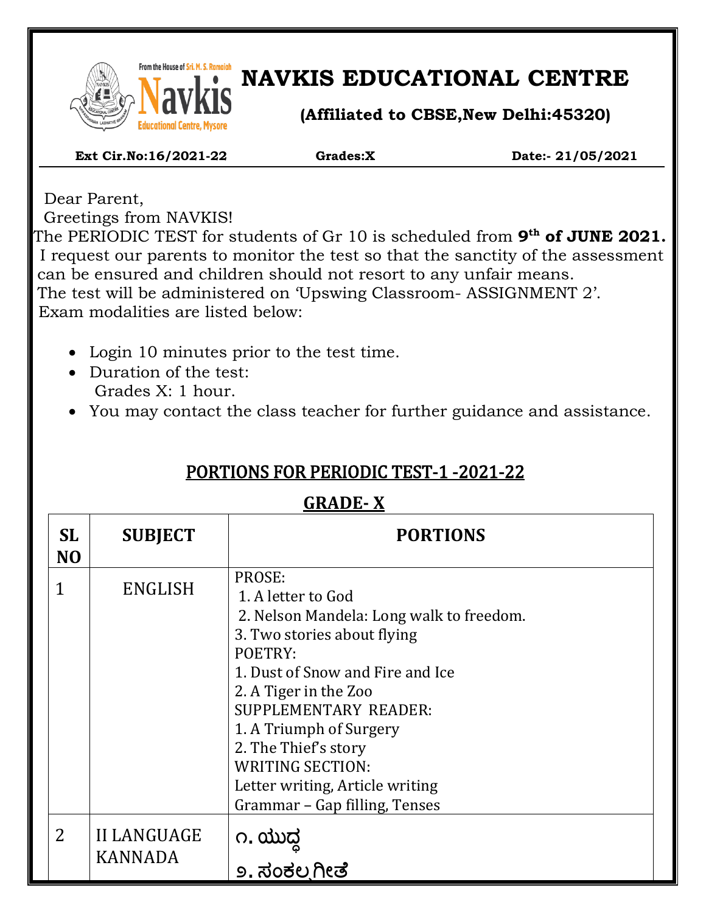# NAVKIS EDUCATIONAL CENTRE

**(Affiliated to CBSE,New Delhi:45320)**

**Ext Cir.No:16/2021-22** **Grades:X** **Date:- 21/05/2021**

Dear Parent,

Greetings from NAVKIS!

The PERIODIC TEST for students of Gr 10 is scheduled from **9th of JUNE 2021.**

I request our parents to monitor the test so that the sanctity of the assessment can be ensured and children should not resort to any unfair means.

The test will be administered on 'Upswing Classroom- ASSIGNMENT 2'.

Exam modalities are listed below:

- Login 10 minutes prior to the test time.
- Duration of the test:
  Grades X: 1 hour.
- You may contact the class teacher for further guidance and assistance.

## PORTIONS FOR PERIODIC TEST-1 -2021-22

### GRADE- X

| SL NO | SUBJECT | PORTIONS |
|---|---|---|
| 1 | ENGLISH | PROSE:<br>1. A letter to God<br>2. Nelson Mandela: Long walk to freedom.<br>3. Two stories about flying<br>POETRY:<br>1. Dust of Snow and Fire and Ice<br>2. A Tiger in the Zoo<br>SUPPLEMENTARY READER:<br>1. A Triumph of Surgery<br>2. The Thief's story<br>WRITING SECTION:<br>Letter writing, Article writing<br>Grammar – Gap filling, Tenses |
| 2 | II LANGUAGE KANNADA | ೧. ಯುದ್ಧ<br>೨. ಸಂಕಲ್ಪಗೀತೆ |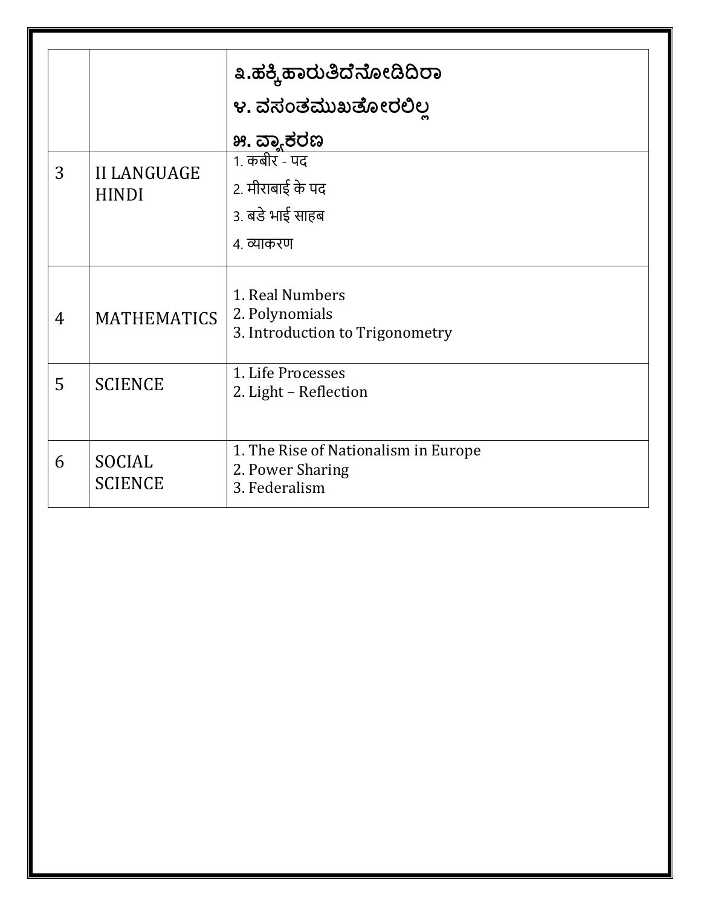| | | |
|---|---|---|
| | | ೩.ಹಕ್ಕಿಹಾರುತಿದೆನೋಡಿದಿರಾ<br>೪. ವಸಂತಮುಖತೋರಲಿಲ್ಲ<br>೫. ವ್ಯಾಕರಣ |
| 3 | II LANGUAGE HINDI | 1. कबीर - पद<br>2. मीराबाई के पद<br>3. बडे भाई साहब<br>4. व्याकरण |
| 4 | MATHEMATICS | 1. Real Numbers<br>2. Polynomials<br>3. Introduction to Trigonometry |
| 5 | SCIENCE | 1. Life Processes<br>2. Light – Reflection |
| 6 | SOCIAL SCIENCE | 1. The Rise of Nationalism in Europe<br>2. Power Sharing<br>3. Federalism |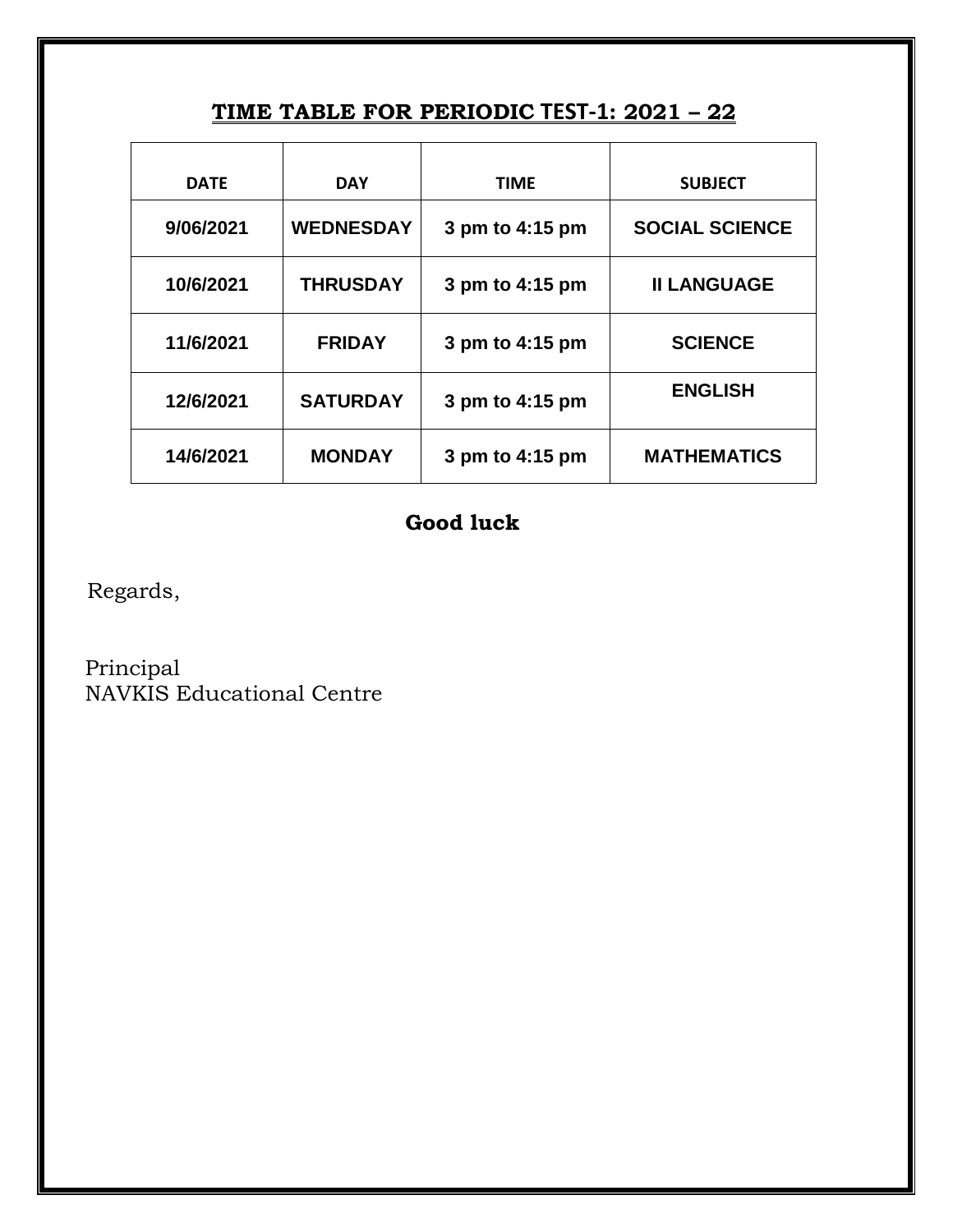## TIME TABLE FOR PERIODIC TEST-1: 2021 – 22

| DATE | DAY | TIME | SUBJECT |
|---|---|---|---|
| 9/06/2021 | WEDNESDAY | 3 pm to 4:15 pm | SOCIAL SCIENCE |
| 10/6/2021 | THRUSDAY | 3 pm to 4:15 pm | II LANGUAGE |
| 11/6/2021 | FRIDAY | 3 pm to 4:15 pm | SCIENCE |
| 12/6/2021 | SATURDAY | 3 pm to 4:15 pm | ENGLISH |
| 14/6/2021 | MONDAY | 3 pm to 4:15 pm | MATHEMATICS |

**Good luck**

Regards,

Principal
NAVKIS Educational Centre